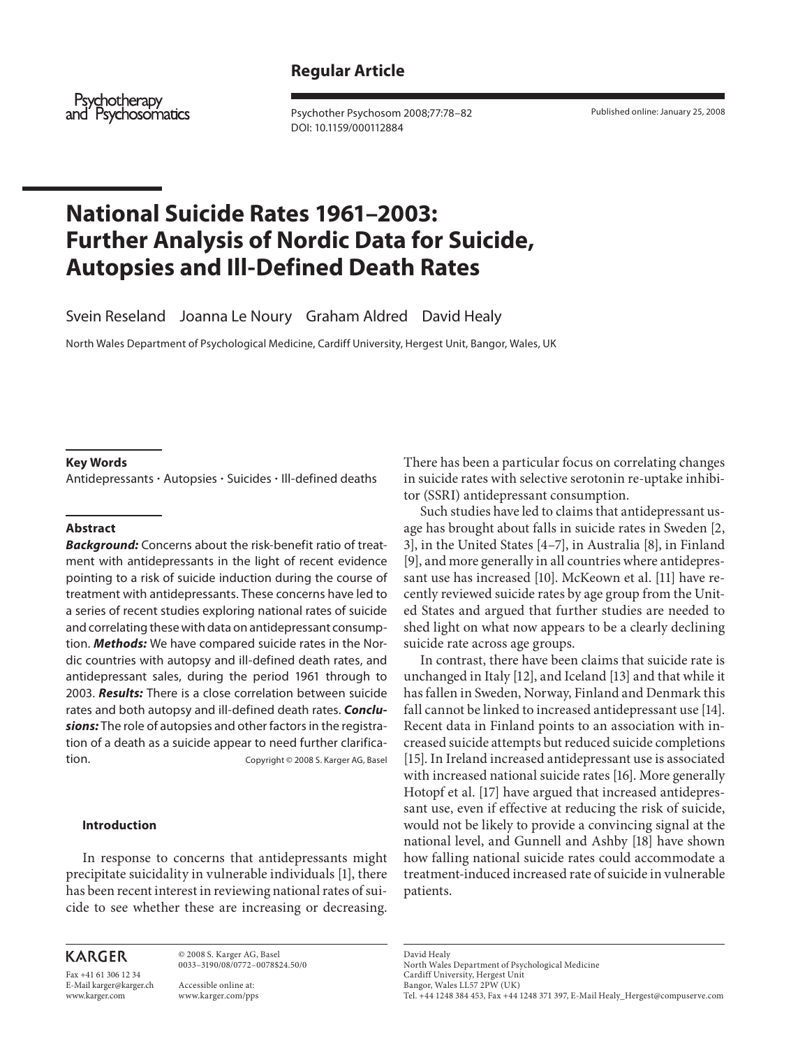Regular Article

# National Suicide Rates 1961–2003: Further Analysis of Nordic Data for Suicide, Autopsies and Ill-Defined Death Rates

Svein Reseland   Joanna Le Noury   Graham Aldred   David Healy

North Wales Department of Psychological Medicine, Cardiff University, Hergest Unit, Bangor, Wales, UK

**Key Words**

Antidepressants · Autopsies · Suicides · Ill-defined deaths

**Abstract**

***Background:*** Concerns about the risk-benefit ratio of treatment with antidepressants in the light of recent evidence pointing to a risk of suicide induction during the course of treatment with antidepressants. These concerns have led to a series of recent studies exploring national rates of suicide and correlating these with data on antidepressant consumption. ***Methods:*** We have compared suicide rates in the Nordic countries with autopsy and ill-defined death rates, and antidepressant sales, during the period 1961 through to 2003. ***Results:*** There is a close correlation between suicide rates and both autopsy and ill-defined death rates. ***Conclusions:*** The role of autopsies and other factors in the registration of a death as a suicide appear to need further clarification.

Copyright © 2008 S. Karger AG, Basel

## Introduction

In response to concerns that antidepressants might precipitate suicidality in vulnerable individuals [1], there has been recent interest in reviewing national rates of suicide to see whether these are increasing or decreasing. There has been a particular focus on correlating changes in suicide rates with selective serotonin re-uptake inhibitor (SSRI) antidepressant consumption.

Such studies have led to claims that antidepressant usage has brought about falls in suicide rates in Sweden [2, 3], in the United States [4–7], in Australia [8], in Finland [9], and more generally in all countries where antidepressant use has increased [10]. McKeown et al. [11] have recently reviewed suicide rates by age group from the United States and argued that further studies are needed to shed light on what now appears to be a clearly declining suicide rate across age groups.

In contrast, there have been claims that suicide rate is unchanged in Italy [12], and Iceland [13] and that while it has fallen in Sweden, Norway, Finland and Denmark this fall cannot be linked to increased antidepressant use [14]. Recent data in Finland points to an association with increased suicide attempts but reduced suicide completions [15]. In Ireland increased antidepressant use is associated with increased national suicide rates [16]. More generally Hotopf et al. [17] have argued that increased antidepressant use, even if effective at reducing the risk of suicide, would not be likely to provide a convincing signal at the national level, and Gunnell and Ashby [18] have shown how falling national suicide rates could accommodate a treatment-induced increased rate of suicide in vulnerable patients.

KARGER

Fax +41 61 306 12 34
E-Mail karger@karger.ch
www.karger.com

© 2008 S. Karger AG, Basel
0033–3190/08/0772–0078$24.50/0

Accessible online at:
www.karger.com/pps

David Healy
North Wales Department of Psychological Medicine
Cardiff University, Hergest Unit
Bangor, Wales LL57 2PW (UK)
Tel. +44 1248 384 453, Fax +44 1248 371 397, E-Mail Healy_Hergest@compuserve.com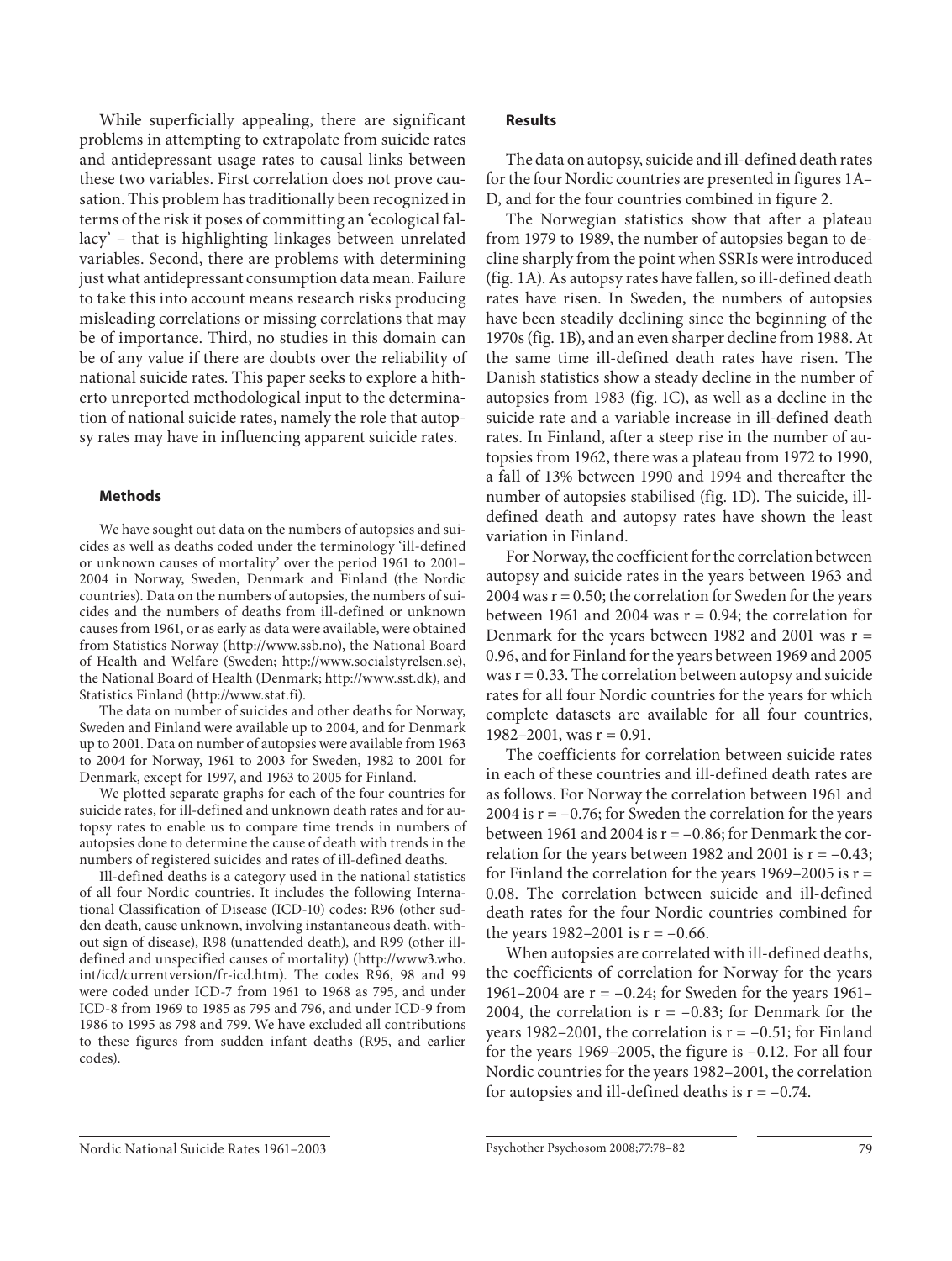While superficially appealing, there are significant problems in attempting to extrapolate from suicide rates and antidepressant usage rates to causal links between these two variables. First correlation does not prove causation. This problem has traditionally been recognized in terms of the risk it poses of committing an 'ecological fallacy' – that is highlighting linkages between unrelated variables. Second, there are problems with determining just what antidepressant consumption data mean. Failure to take this into account means research risks producing misleading correlations or missing correlations that may be of importance. Third, no studies in this domain can be of any value if there are doubts over the reliability of national suicide rates. This paper seeks to explore a hitherto unreported methodological input to the determination of national suicide rates, namely the role that autopsy rates may have in influencing apparent suicide rates.

## Methods

We have sought out data on the numbers of autopsies and suicides as well as deaths coded under the terminology 'ill-defined or unknown causes of mortality' over the period 1961 to 2001–2004 in Norway, Sweden, Denmark and Finland (the Nordic countries). Data on the numbers of autopsies, the numbers of suicides and the numbers of deaths from ill-defined or unknown causes from 1961, or as early as data were available, were obtained from Statistics Norway (http://www.ssb.no), the National Board of Health and Welfare (Sweden; http://www.socialstyrelsen.se), the National Board of Health (Denmark; http://www.sst.dk), and Statistics Finland (http://www.stat.fi).

The data on number of suicides and other deaths for Norway, Sweden and Finland were available up to 2004, and for Denmark up to 2001. Data on number of autopsies were available from 1963 to 2004 for Norway, 1961 to 2003 for Sweden, 1982 to 2001 for Denmark, except for 1997, and 1963 to 2005 for Finland.

We plotted separate graphs for each of the four countries for suicide rates, for ill-defined and unknown death rates and for autopsy rates to enable us to compare time trends in numbers of autopsies done to determine the cause of death with trends in the numbers of registered suicides and rates of ill-defined deaths.

Ill-defined deaths is a category used in the national statistics of all four Nordic countries. It includes the following International Classification of Disease (ICD-10) codes: R96 (other sudden death, cause unknown, involving instantaneous death, without sign of disease), R98 (unattended death), and R99 (other ill-defined and unspecified causes of mortality) (http://www3.who.int/icd/currentversion/fr-icd.htm). The codes R96, 98 and 99 were coded under ICD-7 from 1961 to 1968 as 795, and under ICD-8 from 1969 to 1985 as 795 and 796, and under ICD-9 from 1986 to 1995 as 798 and 799. We have excluded all contributions to these figures from sudden infant deaths (R95, and earlier codes).

## Results

The data on autopsy, suicide and ill-defined death rates for the four Nordic countries are presented in figures 1A–D, and for the four countries combined in figure 2.

The Norwegian statistics show that after a plateau from 1979 to 1989, the number of autopsies began to decline sharply from the point when SSRIs were introduced (fig. 1A). As autopsy rates have fallen, so ill-defined death rates have risen. In Sweden, the numbers of autopsies have been steadily declining since the beginning of the 1970s (fig. 1B), and an even sharper decline from 1988. At the same time ill-defined death rates have risen. The Danish statistics show a steady decline in the number of autopsies from 1983 (fig. 1C), as well as a decline in the suicide rate and a variable increase in ill-defined death rates. In Finland, after a steep rise in the number of autopsies from 1962, there was a plateau from 1972 to 1990, a fall of 13% between 1990 and 1994 and thereafter the number of autopsies stabilised (fig. 1D). The suicide, ill-defined death and autopsy rates have shown the least variation in Finland.

For Norway, the coefficient for the correlation between autopsy and suicide rates in the years between 1963 and 2004 was $r = 0.50$; the correlation for Sweden for the years between 1961 and 2004 was $r = 0.94$; the correlation for Denmark for the years between 1982 and 2001 was $r = 0.96$, and for Finland for the years between 1969 and 2005 was $r = 0.33$. The correlation between autopsy and suicide rates for all four Nordic countries for the years for which complete datasets are available for all four countries, 1982–2001, was $r = 0.91$.

The coefficients for correlation between suicide rates in each of these countries and ill-defined death rates are as follows. For Norway the correlation between 1961 and 2004 is $r = -0.76$; for Sweden the correlation for the years between 1961 and 2004 is $r = -0.86$; for Denmark the correlation for the years between 1982 and 2001 is $r = -0.43$; for Finland the correlation for the years 1969–2005 is $r = 0.08$. The correlation between suicide and ill-defined death rates for the four Nordic countries combined for the years 1982–2001 is $r = -0.66$.

When autopsies are correlated with ill-defined deaths, the coefficients of correlation for Norway for the years 1961–2004 are $r = -0.24$; for Sweden for the years 1961–2004, the correlation is $r = -0.83$; for Denmark for the years 1982–2001, the correlation is $r = -0.51$; for Finland for the years 1969–2005, the figure is $-0.12$. For all four Nordic countries for the years 1982–2001, the correlation for autopsies and ill-defined deaths is $r = -0.74$.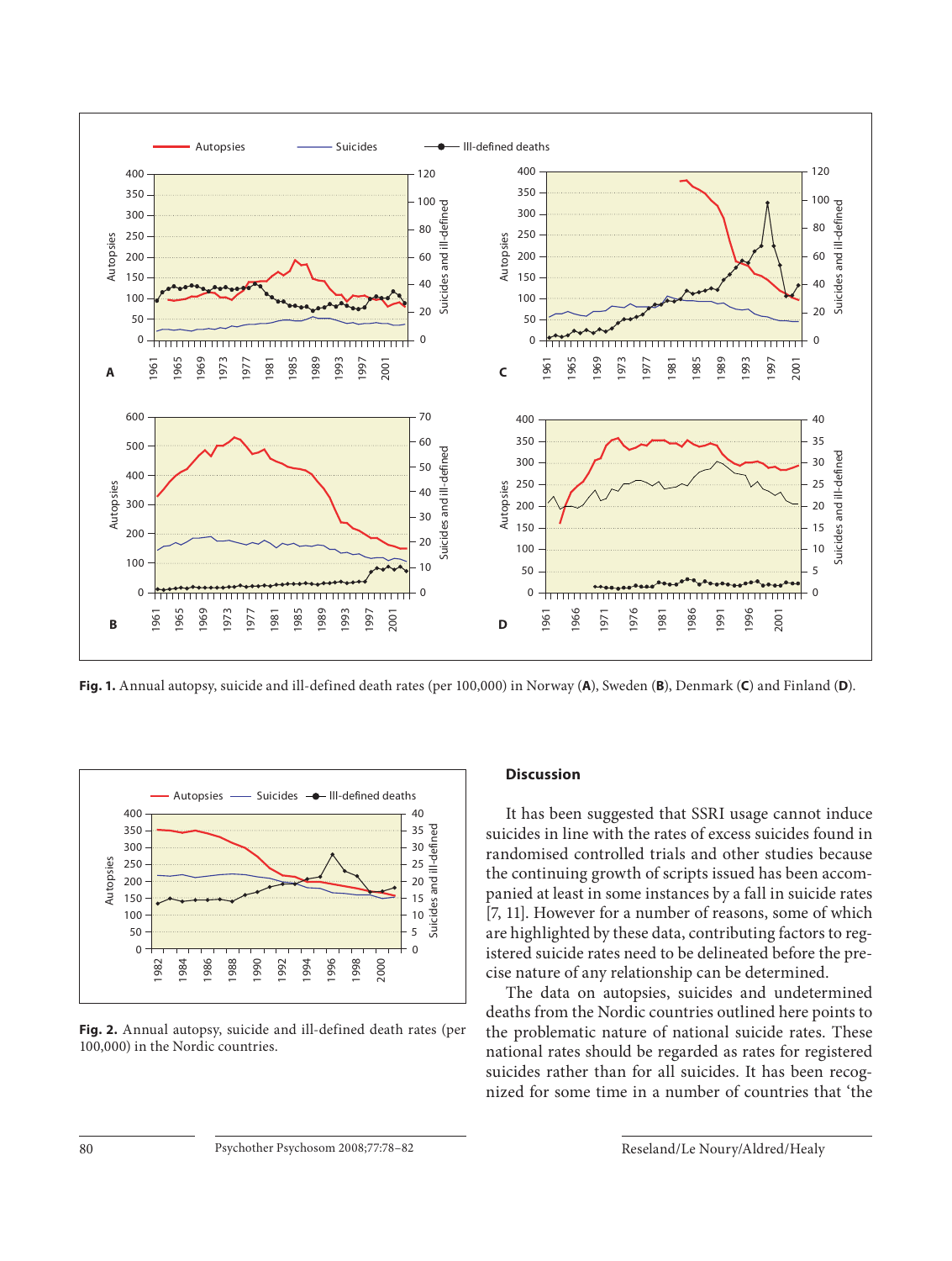**Fig. 1.** Annual autopsy, suicide and ill-defined death rates (per 100,000) in Norway (**A**), Sweden (**B**), Denmark (**C**) and Finland (**D**).

**Fig. 2.** Annual autopsy, suicide and ill-defined death rates (per 100,000) in the Nordic countries.

## Discussion

It has been suggested that SSRI usage cannot induce suicides in line with the rates of excess suicides found in randomised controlled trials and other studies because the continuing growth of scripts issued has been accompanied at least in some instances by a fall in suicide rates [7, 11]. However for a number of reasons, some of which are highlighted by these data, contributing factors to registered suicide rates need to be delineated before the precise nature of any relationship can be determined.

The data on autopsies, suicides and undetermined deaths from the Nordic countries outlined here points to the problematic nature of national suicide rates. These national rates should be regarded as rates for registered suicides rather than for all suicides. It has been recognized for some time in a number of countries that 'the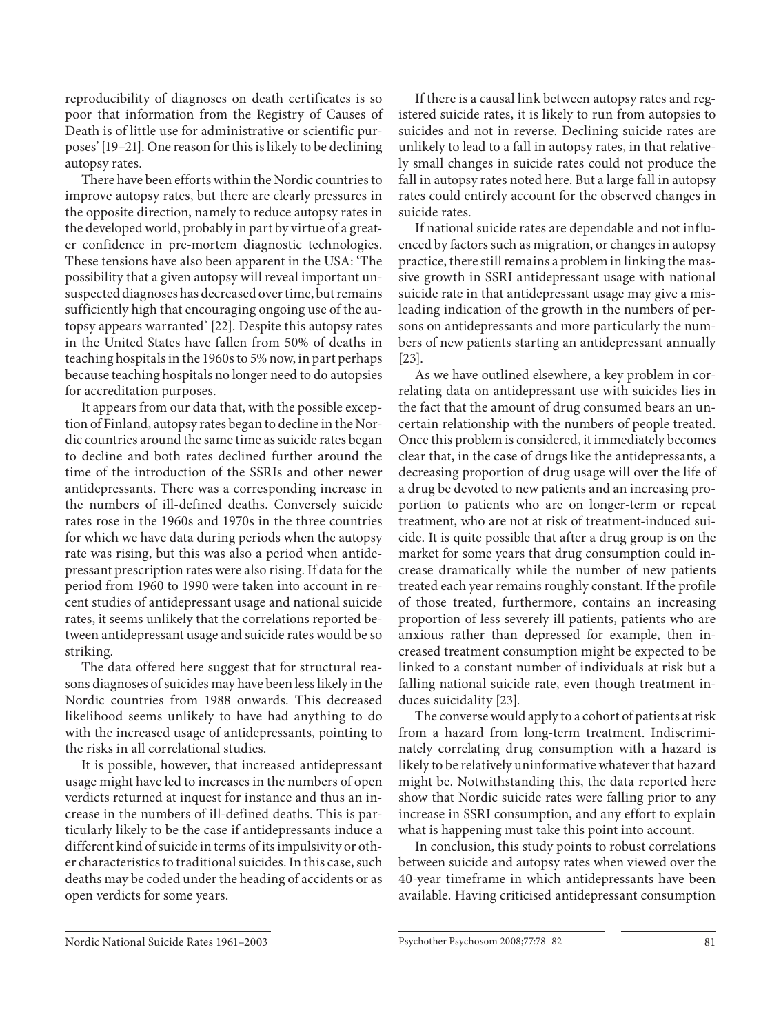reproducibility of diagnoses on death certificates is so poor that information from the Registry of Causes of Death is of little use for administrative or scientific purposes' [19–21]. One reason for this is likely to be declining autopsy rates.

There have been efforts within the Nordic countries to improve autopsy rates, but there are clearly pressures in the opposite direction, namely to reduce autopsy rates in the developed world, probably in part by virtue of a greater confidence in pre-mortem diagnostic technologies. These tensions have also been apparent in the USA: 'The possibility that a given autopsy will reveal important unsuspected diagnoses has decreased over time, but remains sufficiently high that encouraging ongoing use of the autopsy appears warranted' [22]. Despite this autopsy rates in the United States have fallen from 50% of deaths in teaching hospitals in the 1960s to 5% now, in part perhaps because teaching hospitals no longer need to do autopsies for accreditation purposes.

It appears from our data that, with the possible exception of Finland, autopsy rates began to decline in the Nordic countries around the same time as suicide rates began to decline and both rates declined further around the time of the introduction of the SSRIs and other newer antidepressants. There was a corresponding increase in the numbers of ill-defined deaths. Conversely suicide rates rose in the 1960s and 1970s in the three countries for which we have data during periods when the autopsy rate was rising, but this was also a period when antidepressant prescription rates were also rising. If data for the period from 1960 to 1990 were taken into account in recent studies of antidepressant usage and national suicide rates, it seems unlikely that the correlations reported between antidepressant usage and suicide rates would be so striking.

The data offered here suggest that for structural reasons diagnoses of suicides may have been less likely in the Nordic countries from 1988 onwards. This decreased likelihood seems unlikely to have had anything to do with the increased usage of antidepressants, pointing to the risks in all correlational studies.

It is possible, however, that increased antidepressant usage might have led to increases in the numbers of open verdicts returned at inquest for instance and thus an increase in the numbers of ill-defined deaths. This is particularly likely to be the case if antidepressants induce a different kind of suicide in terms of its impulsivity or other characteristics to traditional suicides. In this case, such deaths may be coded under the heading of accidents or as open verdicts for some years.

If there is a causal link between autopsy rates and registered suicide rates, it is likely to run from autopsies to suicides and not in reverse. Declining suicide rates are unlikely to lead to a fall in autopsy rates, in that relatively small changes in suicide rates could not produce the fall in autopsy rates noted here. But a large fall in autopsy rates could entirely account for the observed changes in suicide rates.

If national suicide rates are dependable and not influenced by factors such as migration, or changes in autopsy practice, there still remains a problem in linking the massive growth in SSRI antidepressant usage with national suicide rate in that antidepressant usage may give a misleading indication of the growth in the numbers of persons on antidepressants and more particularly the numbers of new patients starting an antidepressant annually [23].

As we have outlined elsewhere, a key problem in correlating data on antidepressant use with suicides lies in the fact that the amount of drug consumed bears an uncertain relationship with the numbers of people treated. Once this problem is considered, it immediately becomes clear that, in the case of drugs like the antidepressants, a decreasing proportion of drug usage will over the life of a drug be devoted to new patients and an increasing proportion to patients who are on longer-term or repeat treatment, who are not at risk of treatment-induced suicide. It is quite possible that after a drug group is on the market for some years that drug consumption could increase dramatically while the number of new patients treated each year remains roughly constant. If the profile of those treated, furthermore, contains an increasing proportion of less severely ill patients, patients who are anxious rather than depressed for example, then increased treatment consumption might be expected to be linked to a constant number of individuals at risk but a falling national suicide rate, even though treatment induces suicidality [23].

The converse would apply to a cohort of patients at risk from a hazard from long-term treatment. Indiscriminately correlating drug consumption with a hazard is likely to be relatively uninformative whatever that hazard might be. Notwithstanding this, the data reported here show that Nordic suicide rates were falling prior to any increase in SSRI consumption, and any effort to explain what is happening must take this point into account.

In conclusion, this study points to robust correlations between suicide and autopsy rates when viewed over the 40-year timeframe in which antidepressants have been available. Having criticised antidepressant consumption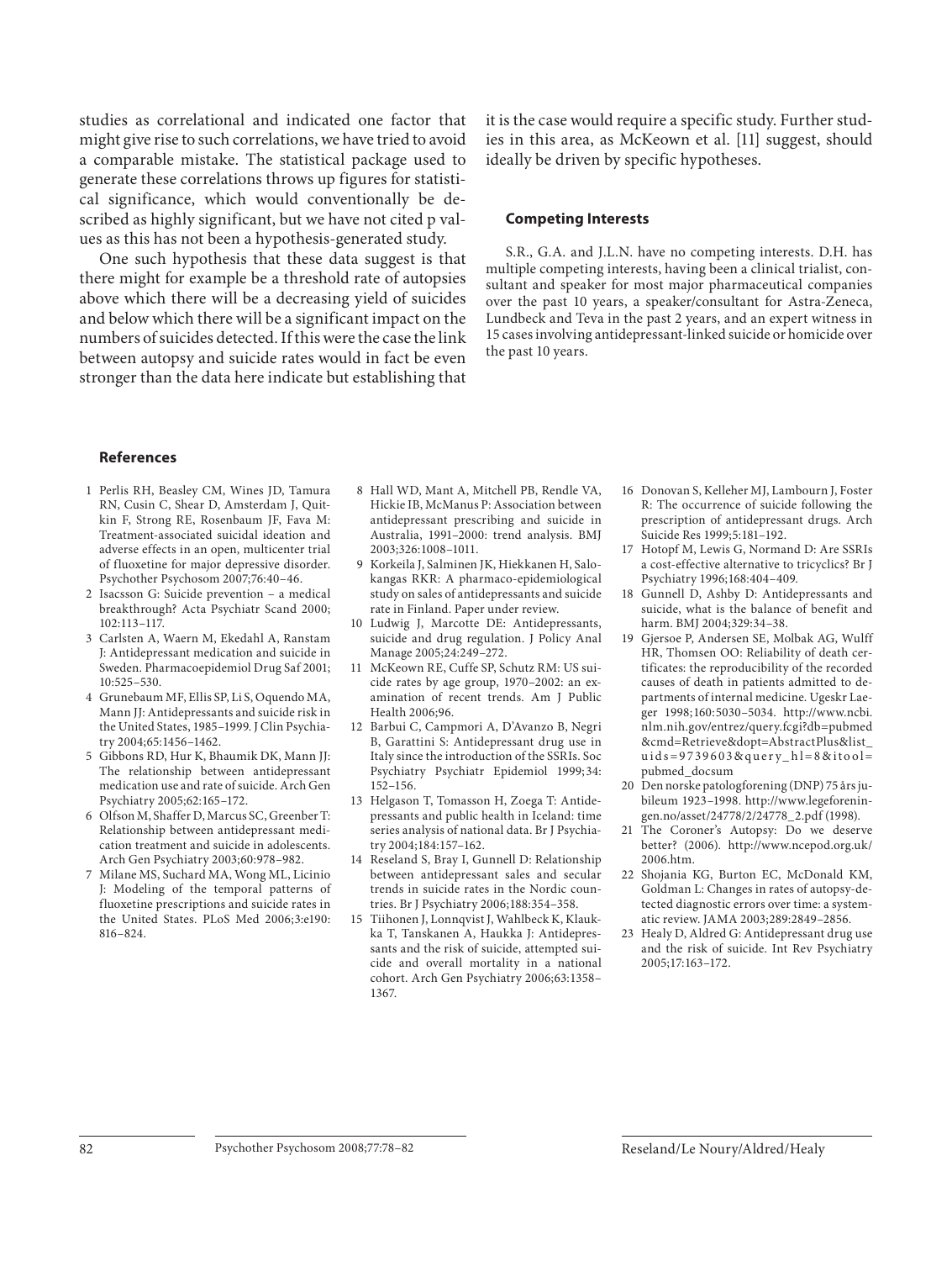studies as correlational and indicated one factor that might give rise to such correlations, we have tried to avoid a comparable mistake. The statistical package used to generate these correlations throws up figures for statistical significance, which would conventionally be described as highly significant, but we have not cited p values as this has not been a hypothesis-generated study.

One such hypothesis that these data suggest is that there might for example be a threshold rate of autopsies above which there will be a decreasing yield of suicides and below which there will be a significant impact on the numbers of suicides detected. If this were the case the link between autopsy and suicide rates would in fact be even stronger than the data here indicate but establishing that it is the case would require a specific study. Further studies in this area, as McKeown et al. [11] suggest, should ideally be driven by specific hypotheses.

## Competing Interests

S.R., G.A. and J.L.N. have no competing interests. D.H. has multiple competing interests, having been a clinical trialist, consultant and speaker for most major pharmaceutical companies over the past 10 years, a speaker/consultant for Astra-Zeneca, Lundbeck and Teva in the past 2 years, and an expert witness in 15 cases involving antidepressant-linked suicide or homicide over the past 10 years.

## References

1. Perlis RH, Beasley CM, Wines JD, Tamura RN, Cusin C, Shear D, Amsterdam J, Quitkin F, Strong RE, Rosenbaum JF, Fava M: Treatment-associated suicidal ideation and adverse effects in an open, multicenter trial of fluoxetine for major depressive disorder. Psychother Psychosom 2007;76:40–46.
2. Isacsson G: Suicide prevention – a medical breakthrough? Acta Psychiatr Scand 2000; 102:113–117.
3. Carlsten A, Waern M, Ekedahl A, Ranstam J: Antidepressant medication and suicide in Sweden. Pharmacoepidemiol Drug Saf 2001; 10:525–530.
4. Grunebaum MF, Ellis SP, Li S, Oquendo MA, Mann JJ: Antidepressants and suicide risk in the United States, 1985–1999. J Clin Psychiatry 2004;65:1456–1462.
5. Gibbons RD, Hur K, Bhaumik DK, Mann JJ: The relationship between antidepressant medication use and rate of suicide. Arch Gen Psychiatry 2005;62:165–172.
6. Olfson M, Shaffer D, Marcus SC, Greenber T: Relationship between antidepressant medication treatment and suicide in adolescents. Arch Gen Psychiatry 2003;60:978–982.
7. Milane MS, Suchard MA, Wong ML, Licinio J: Modeling of the temporal patterns of fluoxetine prescriptions and suicide rates in the United States. PLoS Med 2006;3:e190: 816–824.
8. Hall WD, Mant A, Mitchell PB, Rendle VA, Hickie IB, McManus P: Association between antidepressant prescribing and suicide in Australia, 1991–2000: trend analysis. BMJ 2003;326:1008–1011.
9. Korkeila J, Salminen JK, Hiekkanen H, Salokangas RKR: A pharmaco-epidemiological study on sales of antidepressants and suicide rate in Finland. Paper under review.
10. Ludwig J, Marcotte DE: Antidepressants, suicide and drug regulation. J Policy Anal Manage 2005;24:249–272.
11. McKeown RE, Cuffe SP, Schutz RM: US suicide rates by age group, 1970–2002: an examination of recent trends. Am J Public Health 2006;96.
12. Barbui C, Campmori A, D'Avanzo B, Negri B, Garattini S: Antidepressant drug use in Italy since the introduction of the SSRIs. Soc Psychiatry Psychiatr Epidemiol 1999;34: 152–156.
13. Helgason T, Tomasson H, Zoega T: Antidepressants and public health in Iceland: time series analysis of national data. Br J Psychiatry 2004;184:157–162.
14. Reseland S, Bray I, Gunnell D: Relationship between antidepressant sales and secular trends in suicide rates in the Nordic countries. Br J Psychiatry 2006;188:354–358.
15. Tiihonen J, Lonnqvist J, Wahlbeck K, Klaukka T, Tanskanen A, Haukka J: Antidepressants and the risk of suicide, attempted suicide and overall mortality in a national cohort. Arch Gen Psychiatry 2006;63:1358–1367.
16. Donovan S, Kelleher MJ, Lambourn J, Foster R: The occurrence of suicide following the prescription of antidepressant drugs. Arch Suicide Res 1999;5:181–192.
17. Hotopf M, Lewis G, Normand D: Are SSRIs a cost-effective alternative to tricyclics? Br J Psychiatry 1996;168:404–409.
18. Gunnell D, Ashby D: Antidepressants and suicide, what is the balance of benefit and harm. BMJ 2004;329:34–38.
19. Gjersoe P, Andersen SE, Molbak AG, Wulff HR, Thomsen OO: Reliability of death certificates: the reproducibility of the recorded causes of death in patients admitted to departments of internal medicine. Ugeskr Laeger 1998;160:5030–5034. http://www.ncbi.nlm.nih.gov/entrez/query.fcgi?db=pubmed&cmd=Retrieve&dopt=AbstractPlus&list_uids=9739603&query_hl=8&itool=pubmed_docsum
20. Den norske patologforening (DNP) 75 års jubileum 1923–1998. http://www.legeforeningen.no/asset/24778/2/24778_2.pdf (1998).
21. The Coroner's Autopsy: Do we deserve better? (2006). http://www.ncepod.org.uk/2006.htm.
22. Shojania KG, Burton EC, McDonald KM, Goldman L: Changes in rates of autopsy-detected diagnostic errors over time: a systematic review. JAMA 2003;289:2849–2856.
23. Healy D, Aldred G: Antidepressant drug use and the risk of suicide. Int Rev Psychiatry 2005;17:163–172.